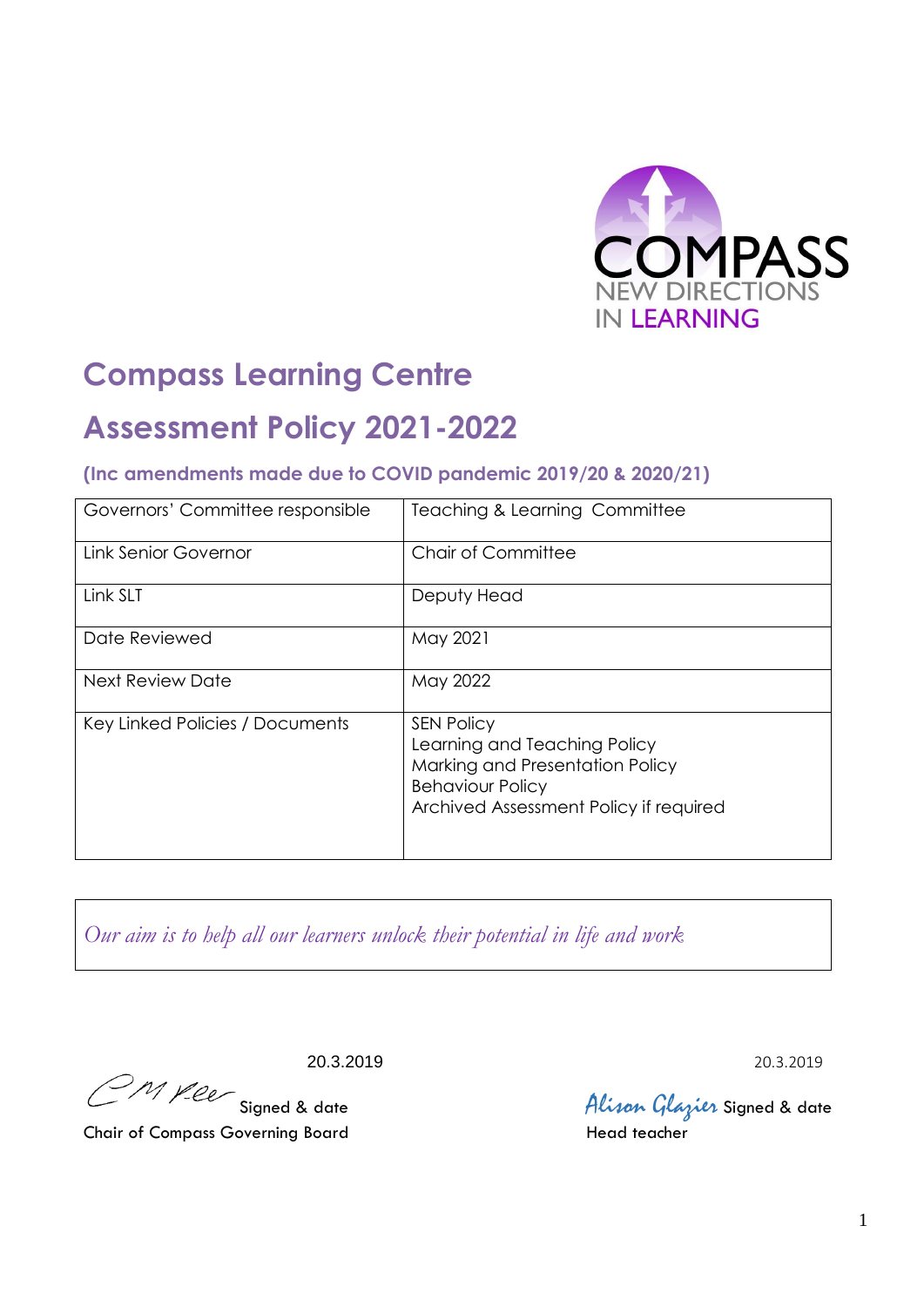COMPASS
NEW DIRECTIONS
IN LEARNING

# Compass Learning Centre

# Assessment Policy 2021-2022

### (Inc amendments made due to COVID pandemic 2019/20 & 2020/21)

| Governors' Committee responsible | Teaching & Learning Committee |
|---|---|
| Link Senior Governor | Chair of Committee |
| Link SLT | Deputy Head |
| Date Reviewed | May 2021 |
| Next Review Date | May 2022 |
| Key Linked Policies / Documents | SEN Policy<br>Learning and Teaching Policy<br>Marking and Presentation Policy<br>Behaviour Policy<br>Archived Assessment Policy if required |

*Our aim is to help all our learners unlock their potential in life and work*

20.3.2019

C M Pee Signed & date

Chair of Compass Governing Board

20.3.2019

Alison Glazier Signed & date

Head teacher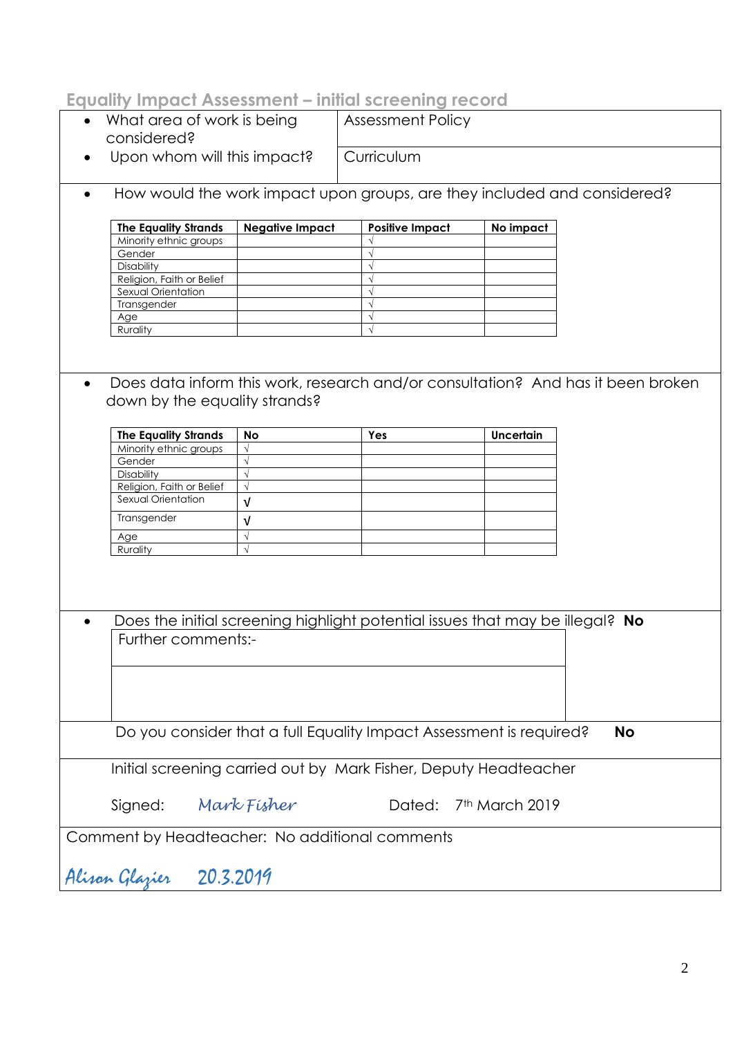## Equality Impact Assessment – initial screening record

- What area of work is being considered? — Assessment Policy
- Upon whom will this impact? — Curriculum

- How would the work impact upon groups, are they included and considered?

| The Equality Strands | Negative Impact | Positive Impact | No impact |
|---|---|---|---|
| Minority ethnic groups | | √ | |
| Gender | | √ | |
| Disability | | √ | |
| Religion, Faith or Belief | | √ | |
| Sexual Orientation | | √ | |
| Transgender | | √ | |
| Age | | √ | |
| Rurality | | √ | |

- Does data inform this work, research and/or consultation? And has it been broken down by the equality strands?

| The Equality Strands | No | Yes | Uncertain |
|---|---|---|---|
| Minority ethnic groups | √ | | |
| Gender | √ | | |
| Disability | √ | | |
| Religion, Faith or Belief | √ | | |
| Sexual Orientation | √ | | |
| Transgender | √ | | |
| Age | √ | | |
| Rurality | √ | | |

- Does the initial screening highlight potential issues that may be illegal? **No**

Further comments:-

Do you consider that a full Equality Impact Assessment is required? **No**

Initial screening carried out by Mark Fisher, Deputy Headteacher

Signed: *Mark Fisher*    Dated: 7th March 2019

Comment by Headteacher: No additional comments

*Alison Glazier* 20.3.2019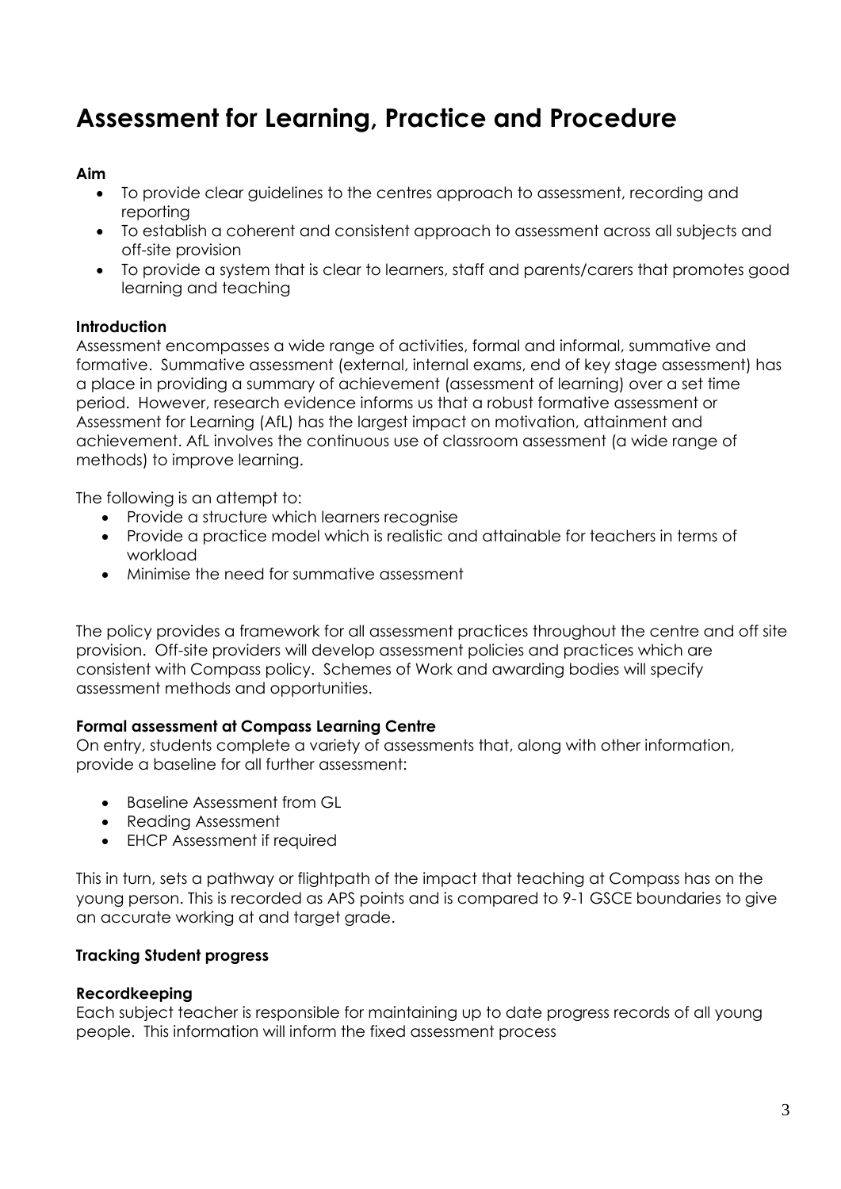# Assessment for Learning, Practice and Procedure

**Aim**

- To provide clear guidelines to the centres approach to assessment, recording and reporting
- To establish a coherent and consistent approach to assessment across all subjects and off-site provision
- To provide a system that is clear to learners, staff and parents/carers that promotes good learning and teaching

**Introduction**

Assessment encompasses a wide range of activities, formal and informal, summative and formative. Summative assessment (external, internal exams, end of key stage assessment) has a place in providing a summary of achievement (assessment of learning) over a set time period. However, research evidence informs us that a robust formative assessment or Assessment for Learning (AfL) has the largest impact on motivation, attainment and achievement. AfL involves the continuous use of classroom assessment (a wide range of methods) to improve learning.

The following is an attempt to:

- Provide a structure which learners recognise
- Provide a practice model which is realistic and attainable for teachers in terms of workload
- Minimise the need for summative assessment

The policy provides a framework for all assessment practices throughout the centre and off site provision. Off-site providers will develop assessment policies and practices which are consistent with Compass policy. Schemes of Work and awarding bodies will specify assessment methods and opportunities.

**Formal assessment at Compass Learning Centre**

On entry, students complete a variety of assessments that, along with other information, provide a baseline for all further assessment:

- Baseline Assessment from GL
- Reading Assessment
- EHCP Assessment if required

This in turn, sets a pathway or flightpath of the impact that teaching at Compass has on the young person. This is recorded as APS points and is compared to 9-1 GSCE boundaries to give an accurate working at and target grade.

**Tracking Student progress**

**Recordkeeping**

Each subject teacher is responsible for maintaining up to date progress records of all young people. This information will inform the fixed assessment process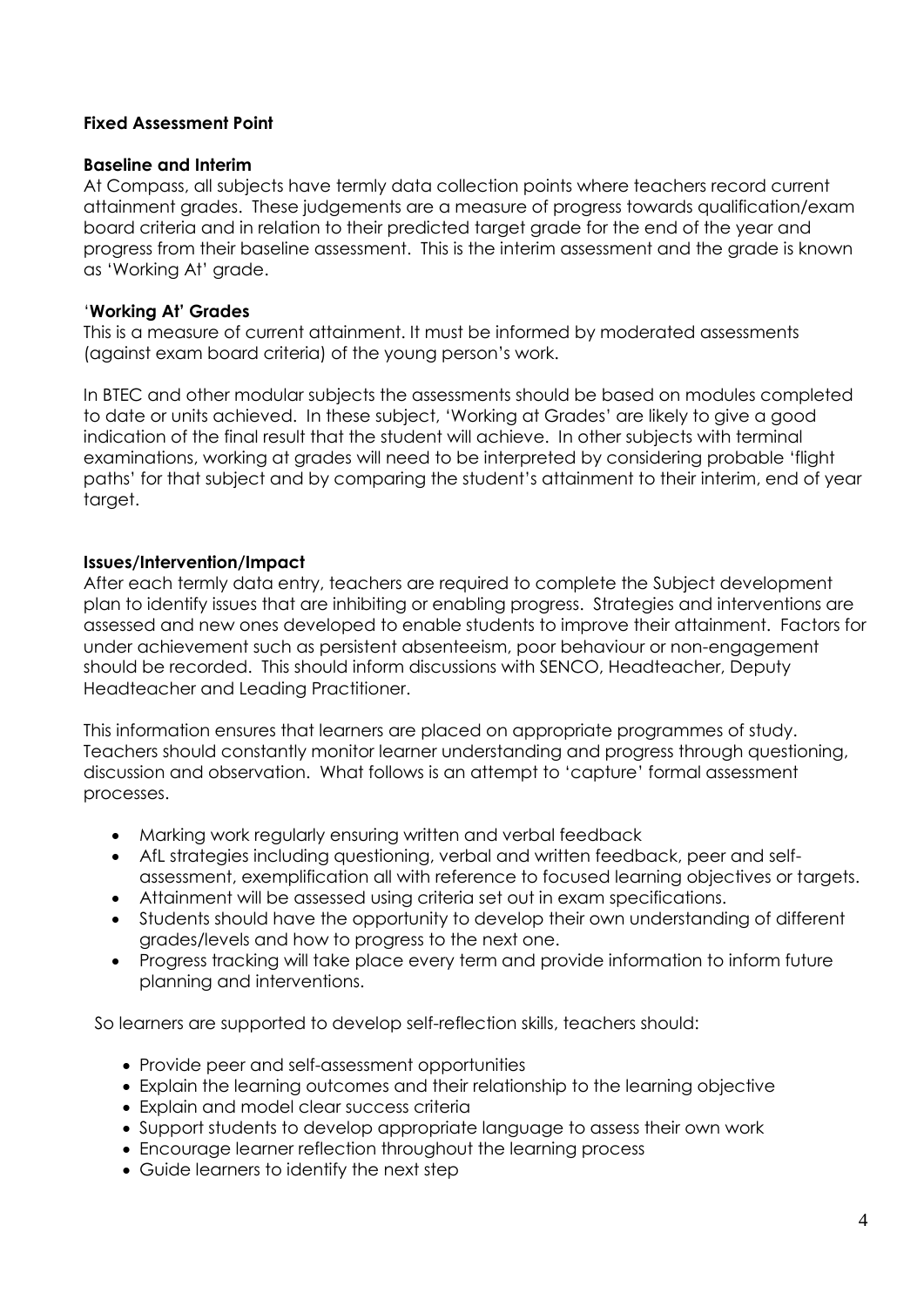**Fixed Assessment Point**

**Baseline and Interim**

At Compass, all subjects have termly data collection points where teachers record current attainment grades. These judgements are a measure of progress towards qualification/exam board criteria and in relation to their predicted target grade for the end of the year and progress from their baseline assessment. This is the interim assessment and the grade is known as 'Working At' grade.

**'Working At' Grades**

This is a measure of current attainment. It must be informed by moderated assessments (against exam board criteria) of the young person's work.

In BTEC and other modular subjects the assessments should be based on modules completed to date or units achieved. In these subject, 'Working at Grades' are likely to give a good indication of the final result that the student will achieve. In other subjects with terminal examinations, working at grades will need to be interpreted by considering probable 'flight paths' for that subject and by comparing the student's attainment to their interim, end of year target.

**Issues/Intervention/Impact**

After each termly data entry, teachers are required to complete the Subject development plan to identify issues that are inhibiting or enabling progress. Strategies and interventions are assessed and new ones developed to enable students to improve their attainment. Factors for under achievement such as persistent absenteeism, poor behaviour or non-engagement should be recorded. This should inform discussions with SENCO, Headteacher, Deputy Headteacher and Leading Practitioner.

This information ensures that learners are placed on appropriate programmes of study. Teachers should constantly monitor learner understanding and progress through questioning, discussion and observation. What follows is an attempt to 'capture' formal assessment processes.

- Marking work regularly ensuring written and verbal feedback
- AfL strategies including questioning, verbal and written feedback, peer and self-assessment, exemplification all with reference to focused learning objectives or targets.
- Attainment will be assessed using criteria set out in exam specifications.
- Students should have the opportunity to develop their own understanding of different grades/levels and how to progress to the next one.
- Progress tracking will take place every term and provide information to inform future planning and interventions.

So learners are supported to develop self-reflection skills, teachers should:

- Provide peer and self-assessment opportunities
- Explain the learning outcomes and their relationship to the learning objective
- Explain and model clear success criteria
- Support students to develop appropriate language to assess their own work
- Encourage learner reflection throughout the learning process
- Guide learners to identify the next step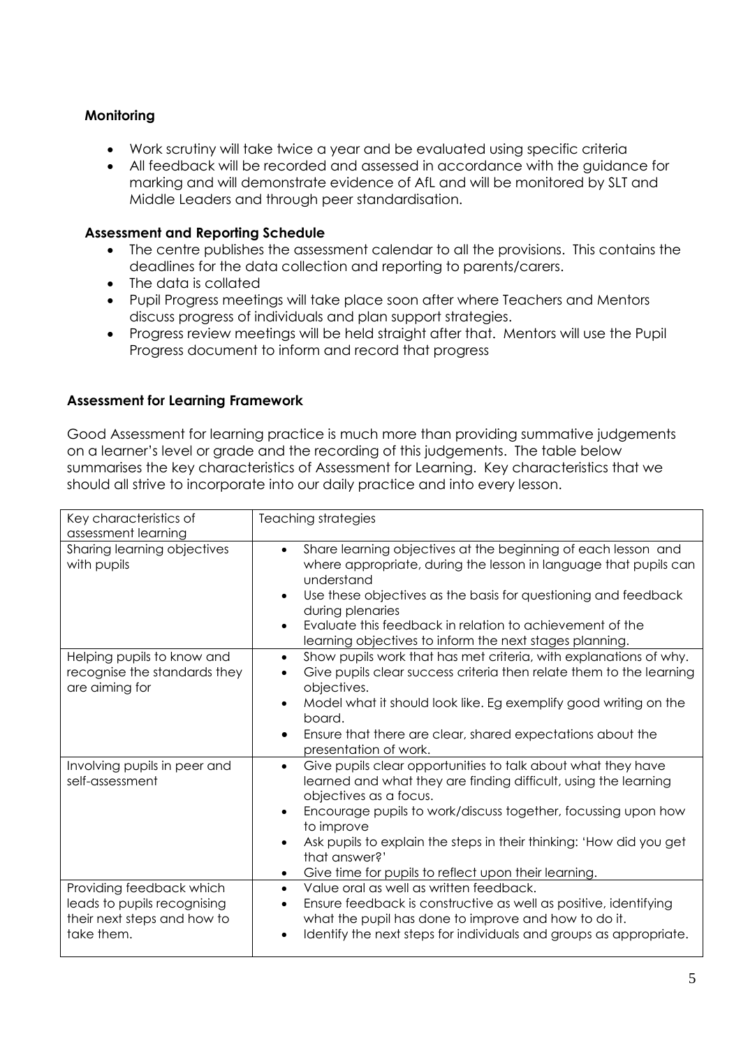### Monitoring

- Work scrutiny will take twice a year and be evaluated using specific criteria
- All feedback will be recorded and assessed in accordance with the guidance for marking and will demonstrate evidence of AfL and will be monitored by SLT and Middle Leaders and through peer standardisation.

### Assessment and Reporting Schedule

- The centre publishes the assessment calendar to all the provisions. This contains the deadlines for the data collection and reporting to parents/carers.
- The data is collated
- Pupil Progress meetings will take place soon after where Teachers and Mentors discuss progress of individuals and plan support strategies.
- Progress review meetings will be held straight after that. Mentors will use the Pupil Progress document to inform and record that progress

### Assessment for Learning Framework

Good Assessment for learning practice is much more than providing summative judgements on a learner's level or grade and the recording of this judgements. The table below summarises the key characteristics of Assessment for Learning. Key characteristics that we should all strive to incorporate into our daily practice and into every lesson.

| Key characteristics of assessment learning | Teaching strategies |
|---|---|
| Sharing learning objectives with pupils | • Share learning objectives at the beginning of each lesson and where appropriate, during the lesson in language that pupils can understand<br>• Use these objectives as the basis for questioning and feedback during plenaries<br>• Evaluate this feedback in relation to achievement of the learning objectives to inform the next stages planning. |
| Helping pupils to know and recognise the standards they are aiming for | • Show pupils work that has met criteria, with explanations of why.<br>• Give pupils clear success criteria then relate them to the learning objectives.<br>• Model what it should look like. Eg exemplify good writing on the board.<br>• Ensure that there are clear, shared expectations about the presentation of work. |
| Involving pupils in peer and self-assessment | • Give pupils clear opportunities to talk about what they have learned and what they are finding difficult, using the learning objectives as a focus.<br>• Encourage pupils to work/discuss together, focussing upon how to improve<br>• Ask pupils to explain the steps in their thinking: 'How did you get that answer?'<br>• Give time for pupils to reflect upon their learning. |
| Providing feedback which leads to pupils recognising their next steps and how to take them. | • Value oral as well as written feedback.<br>• Ensure feedback is constructive as well as positive, identifying what the pupil has done to improve and how to do it.<br>• Identify the next steps for individuals and groups as appropriate. |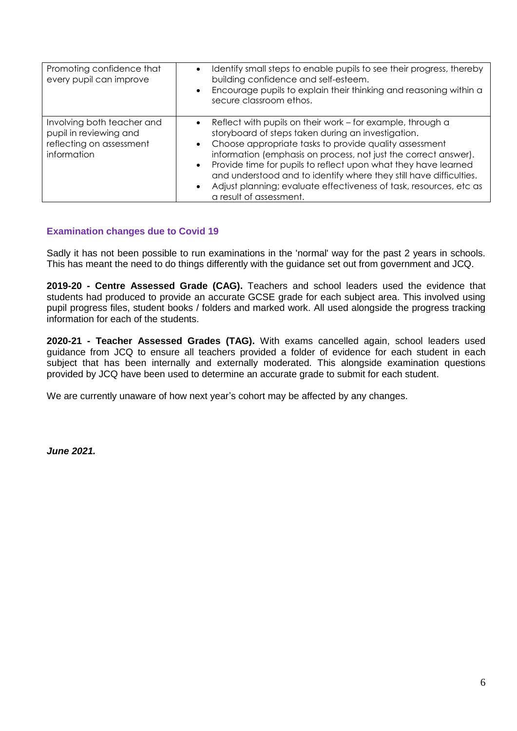| | |
|---|---|
| Promoting confidence that every pupil can improve | • Identify small steps to enable pupils to see their progress, thereby building confidence and self-esteem.<br>• Encourage pupils to explain their thinking and reasoning within a secure classroom ethos. |
| Involving both teacher and pupil in reviewing and reflecting on assessment information | • Reflect with pupils on their work – for example, through a storyboard of steps taken during an investigation.<br>• Choose appropriate tasks to provide quality assessment information (emphasis on process, not just the correct answer).<br>• Provide time for pupils to reflect upon what they have learned and understood and to identify where they still have difficulties.<br>• Adjust planning; evaluate effectiveness of task, resources, etc as a result of assessment. |

### Examination changes due to Covid 19

Sadly it has not been possible to run examinations in the 'normal' way for the past 2 years in schools. This has meant the need to do things differently with the guidance set out from government and JCQ.

**2019-20 - Centre Assessed Grade (CAG).** Teachers and school leaders used the evidence that students had produced to provide an accurate GCSE grade for each subject area. This involved using pupil progress files, student books / folders and marked work. All used alongside the progress tracking information for each of the students.

**2020-21 - Teacher Assessed Grades (TAG).** With exams cancelled again, school leaders used guidance from JCQ to ensure all teachers provided a folder of evidence for each student in each subject that has been internally and externally moderated. This alongside examination questions provided by JCQ have been used to determine an accurate grade to submit for each student.

We are currently unaware of how next year's cohort may be affected by any changes.

***June 2021.***